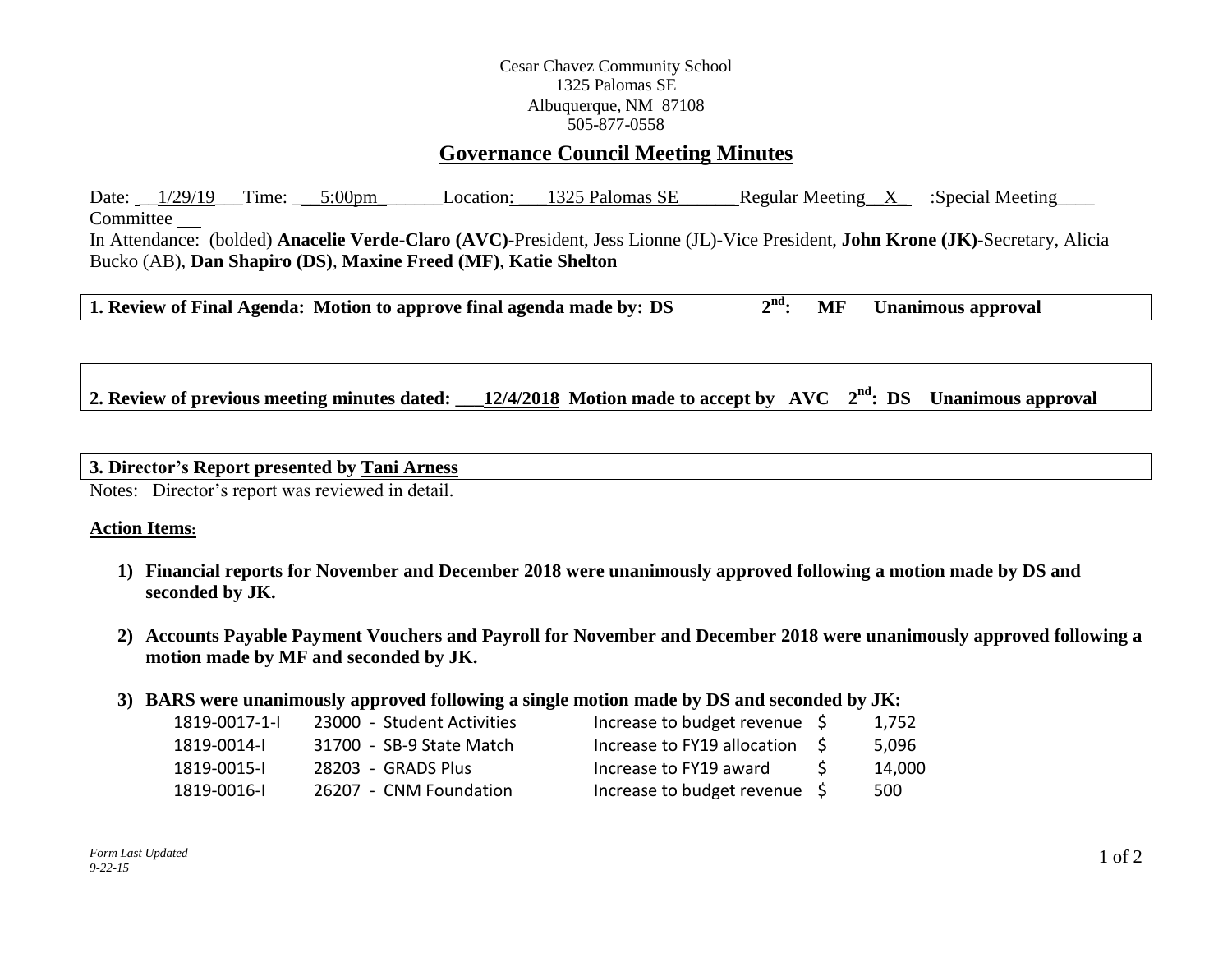Cesar Chavez Community School
1325 Palomas SE
Albuquerque, NM 87108
505-877-0558

# Governance Council Meeting Minutes

Date: 1/29/19 Time: 5:00pm Location: 1325 Palomas SE Regular Meeting X :Special Meeting____ Committee ___

In Attendance: (bolded) **Anacelie Verde-Claro (AVC)**-President, Jess Lionne (JL)-Vice President, **John Krone (JK)**-Secretary, Alicia Bucko (AB), **Dan Shapiro (DS)**, **Maxine Freed (MF)**, **Katie Shelton**

**1. Review of Final Agenda: Motion to approve final agenda made by: DS 2nd: MF Unanimous approval**

**2. Review of previous meeting minutes dated: 12/4/2018 Motion made to accept by AVC 2nd: DS Unanimous approval**

**3. Director's Report presented by Tani Arness**

Notes: Director's report was reviewed in detail.

**Action Items:**

1) **Financial reports for November and December 2018 were unanimously approved following a motion made by DS and seconded by JK.**

2) **Accounts Payable Payment Vouchers and Payroll for November and December 2018 were unanimously approved following a motion made by MF and seconded by JK.**

3) **BARS were unanimously approved following a single motion made by DS and seconded by JK:**

| | | | |
|---|---|---|---|
| 1819-0017-1-I | 23000 - Student Activities | Increase to budget revenue | $ 1,752 |
| 1819-0014-I | 31700 - SB-9 State Match | Increase to FY19 allocation | $ 5,096 |
| 1819-0015-I | 28203 - GRADS Plus | Increase to FY19 award | $ 14,000 |
| 1819-0016-I | 26207 - CNM Foundation | Increase to budget revenue | $ 500 |

*Form Last Updated 9-22-15*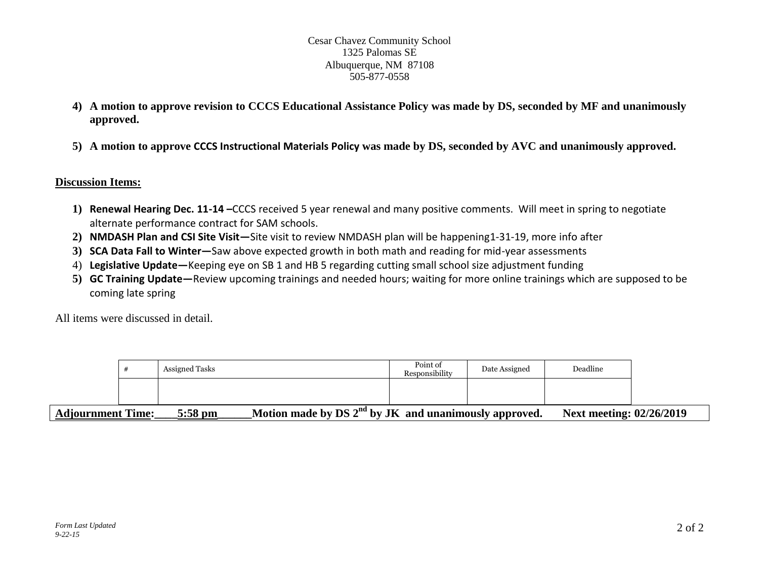Cesar Chavez Community School
1325 Palomas SE
Albuquerque, NM 87108
505-877-0558

4) **A motion to approve revision to CCCS Educational Assistance Policy was made by DS, seconded by MF and unanimously approved.**

5) **A motion to approve CCCS Instructional Materials Policy was made by DS, seconded by AVC and unanimously approved.**

**Discussion Items:**

1) **Renewal Hearing Dec. 11-14 –** CCCS received 5 year renewal and many positive comments. Will meet in spring to negotiate alternate performance contract for SAM schools.
2) **NMDASH Plan and CSI Site Visit—** Site visit to review NMDASH plan will be happening1-31-19, more info after
3) **SCA Data Fall to Winter—** Saw above expected growth in both math and reading for mid-year assessments
4) **Legislative Update—** Keeping eye on SB 1 and HB 5 regarding cutting small school size adjustment funding
5) **GC Training Update—** Review upcoming trainings and needed hours; waiting for more online trainings which are supposed to be coming late spring

All items were discussed in detail.

| # | Assigned Tasks | Point of Responsibility | Date Assigned | Deadline |
| --- | --- | --- | --- | --- |
| | | | | |

**Adjournment Time:\_\_\_\_5:58 pm\_\_\_\_\_\_ Motion made by DS 2nd by JK and unanimously approved. Next meeting: 02/26/2019**

*Form Last Updated 9-22-15*